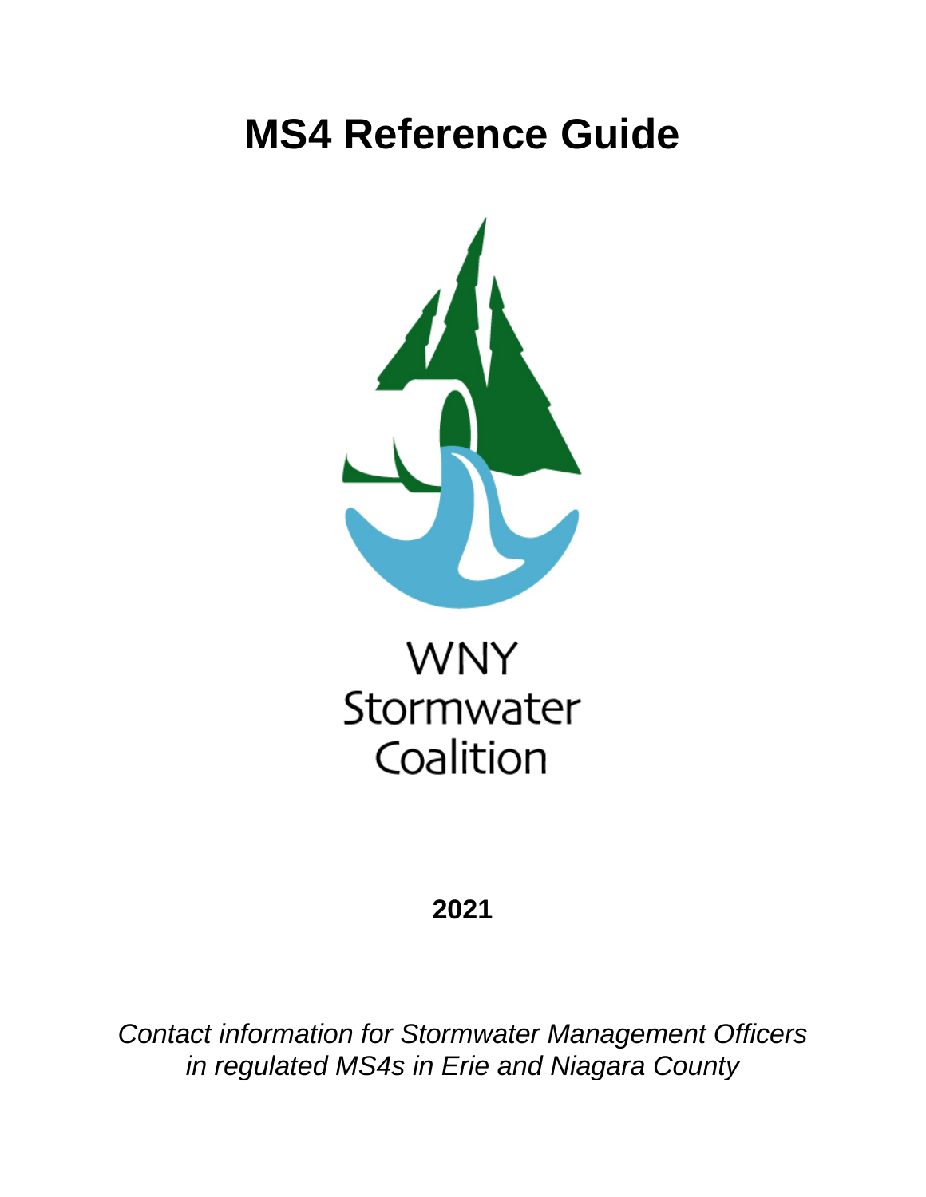# MS4 Reference Guide

WNY
Stormwater
Coalition

**2021**

*Contact information for Stormwater Management Officers in regulated MS4s in Erie and Niagara County*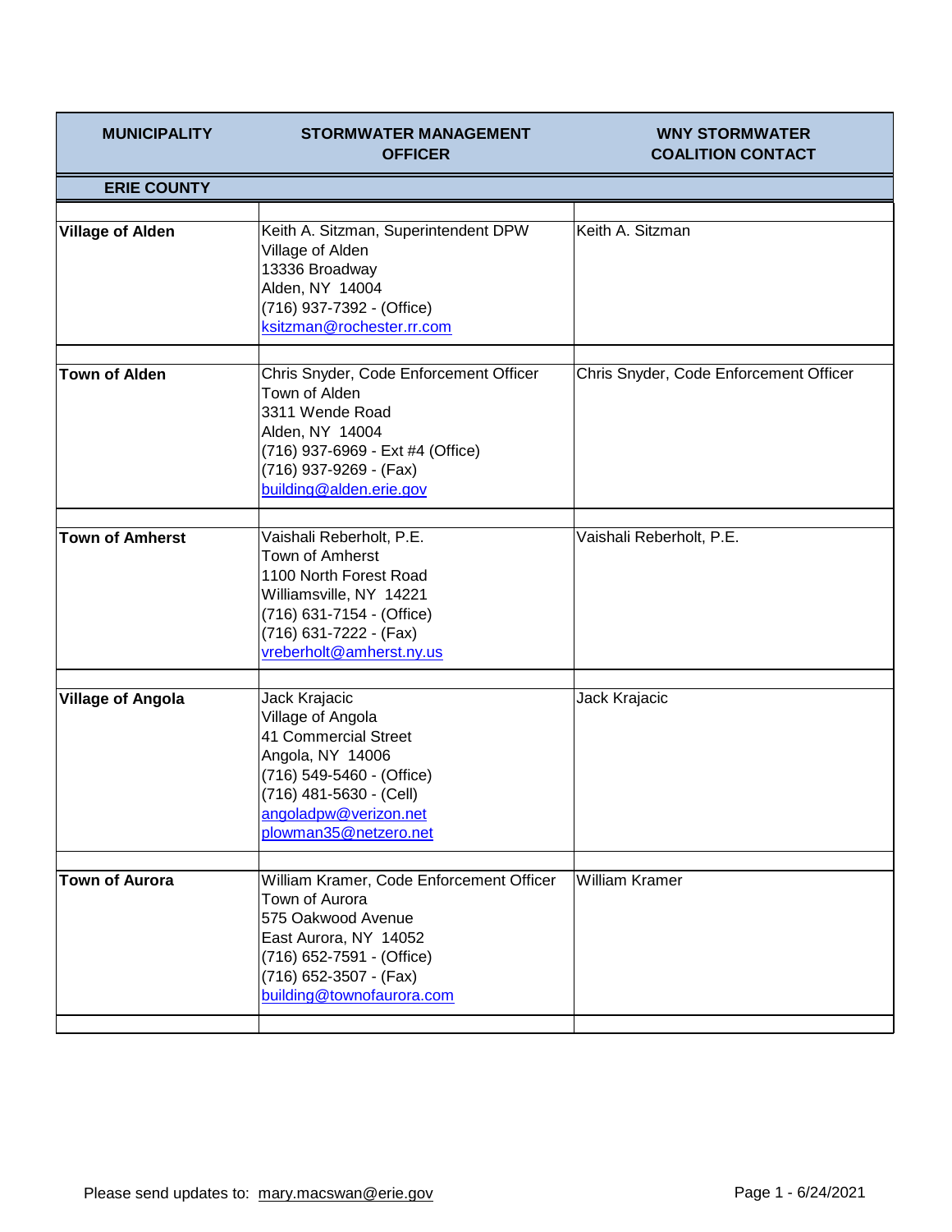| MUNICIPALITY | STORMWATER MANAGEMENT OFFICER | WNY STORMWATER COALITION CONTACT |
|---|---|---|
| **ERIE COUNTY** | | |
| **Village of Alden** | Keith A. Sitzman, Superintendent DPW<br>Village of Alden<br>13336 Broadway<br>Alden, NY 14004<br>(716) 937-7392 - (Office)<br>ksitzman@rochester.rr.com | Keith A. Sitzman |
| **Town of Alden** | Chris Snyder, Code Enforcement Officer<br>Town of Alden<br>3311 Wende Road<br>Alden, NY 14004<br>(716) 937-6969 - Ext #4 (Office)<br>(716) 937-9269 - (Fax)<br>building@alden.erie.gov | Chris Snyder, Code Enforcement Officer |
| **Town of Amherst** | Vaishali Reberholt, P.E.<br>Town of Amherst<br>1100 North Forest Road<br>Williamsville, NY 14221<br>(716) 631-7154 - (Office)<br>(716) 631-7222 - (Fax)<br>vreberholt@amherst.ny.us | Vaishali Reberholt, P.E. |
| **Village of Angola** | Jack Krajacic<br>Village of Angola<br>41 Commercial Street<br>Angola, NY 14006<br>(716) 549-5460 - (Office)<br>(716) 481-5630 - (Cell)<br>angoladpw@verizon.net<br>plowman35@netzero.net | Jack Krajacic |
| **Town of Aurora** | William Kramer, Code Enforcement Officer<br>Town of Aurora<br>575 Oakwood Avenue<br>East Aurora, NY 14052<br>(716) 652-7591 - (Office)<br>(716) 652-3507 - (Fax)<br>building@townofaurora.com | William Kramer |

Please send updates to: mary.macswan@erie.gov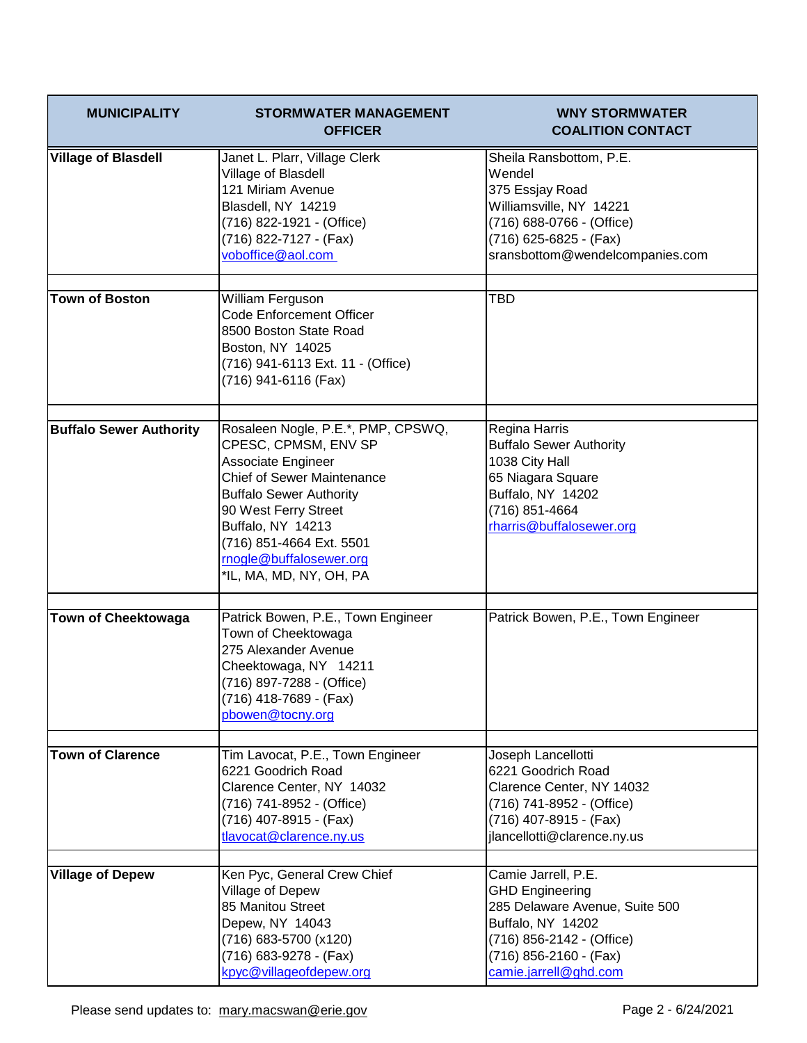| MUNICIPALITY | STORMWATER MANAGEMENT OFFICER | WNY STORMWATER COALITION CONTACT |
|---|---|---|
| **Village of Blasdell** | Janet L. Plarr, Village Clerk<br>Village of Blasdell<br>121 Miriam Avenue<br>Blasdell, NY 14219<br>(716) 822-1921 - (Office)<br>(716) 822-7127 - (Fax)<br>voboffice@aol.com | Sheila Ransbottom, P.E.<br>Wendel<br>375 Essjay Road<br>Williamsville, NY 14221<br>(716) 688-0766 - (Office)<br>(716) 625-6825 - (Fax)<br>sransbottom@wendelcompanies.com |
| | | |
| **Town of Boston** | William Ferguson<br>Code Enforcement Officer<br>8500 Boston State Road<br>Boston, NY 14025<br>(716) 941-6113 Ext. 11 - (Office)<br>(716) 941-6116 (Fax) | TBD |
| | | |
| **Buffalo Sewer Authority** | Rosaleen Nogle, P.E.*, PMP, CPSWQ, CPESC, CPMSM, ENV SP<br>Associate Engineer<br>Chief of Sewer Maintenance<br>Buffalo Sewer Authority<br>90 West Ferry Street<br>Buffalo, NY 14213<br>(716) 851-4664 Ext. 5501<br>rnogle@buffalosewer.org<br>*IL, MA, MD, NY, OH, PA | Regina Harris<br>Buffalo Sewer Authority<br>1038 City Hall<br>65 Niagara Square<br>Buffalo, NY 14202<br>(716) 851-4664<br>rharris@buffalosewer.org |
| | | |
| **Town of Cheektowaga** | Patrick Bowen, P.E., Town Engineer<br>Town of Cheektowaga<br>275 Alexander Avenue<br>Cheektowaga, NY 14211<br>(716) 897-7288 - (Office)<br>(716) 418-7689 - (Fax)<br>pbowen@tocny.org | Patrick Bowen, P.E., Town Engineer |
| | | |
| **Town of Clarence** | Tim Lavocat, P.E., Town Engineer<br>6221 Goodrich Road<br>Clarence Center, NY 14032<br>(716) 741-8952 - (Office)<br>(716) 407-8915 - (Fax)<br>tlavocat@clarence.ny.us | Joseph Lancellotti<br>6221 Goodrich Road<br>Clarence Center, NY 14032<br>(716) 741-8952 - (Office)<br>(716) 407-8915 - (Fax)<br>jlancellotti@clarence.ny.us |
| | | |
| **Village of Depew** | Ken Pyc, General Crew Chief<br>Village of Depew<br>85 Manitou Street<br>Depew, NY 14043<br>(716) 683-5700 (x120)<br>(716) 683-9278 - (Fax)<br>kpyc@villageofdepew.org | Camie Jarrell, P.E.<br>GHD Engineering<br>285 Delaware Avenue, Suite 500<br>Buffalo, NY 14202<br>(716) 856-2142 - (Office)<br>(716) 856-2160 - (Fax)<br>camie.jarrell@ghd.com |

Please send updates to: mary.macswan@erie.gov

Page 2 - 6/24/2021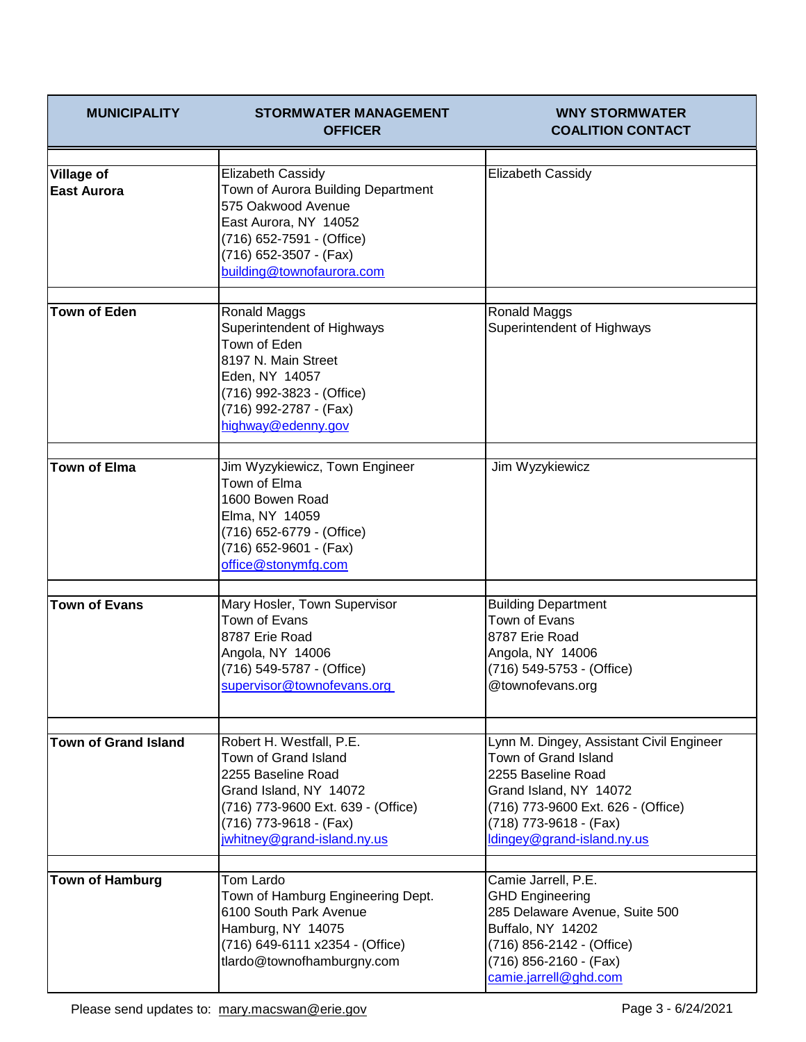| MUNICIPALITY | STORMWATER MANAGEMENT OFFICER | WNY STORMWATER COALITION CONTACT |
|---|---|---|
| **Village of East Aurora** | Elizabeth Cassidy<br>Town of Aurora Building Department<br>575 Oakwood Avenue<br>East Aurora, NY 14052<br>(716) 652-7591 - (Office)<br>(716) 652-3507 - (Fax)<br>building@townofaurora.com | Elizabeth Cassidy |
| **Town of Eden** | Ronald Maggs<br>Superintendent of Highways<br>Town of Eden<br>8197 N. Main Street<br>Eden, NY 14057<br>(716) 992-3823 - (Office)<br>(716) 992-2787 - (Fax)<br>highway@edenny.gov | Ronald Maggs<br>Superintendent of Highways |
| **Town of Elma** | Jim Wyzykiewicz, Town Engineer<br>Town of Elma<br>1600 Bowen Road<br>Elma, NY 14059<br>(716) 652-6779 - (Office)<br>(716) 652-9601 - (Fax)<br>office@stonymfg.com | Jim Wyzykiewicz |
| **Town of Evans** | Mary Hosler, Town Supervisor<br>Town of Evans<br>8787 Erie Road<br>Angola, NY 14006<br>(716) 549-5787 - (Office)<br>supervisor@townofevans.org | Building Department<br>Town of Evans<br>8787 Erie Road<br>Angola, NY 14006<br>(716) 549-5753 - (Office)<br>@townofevans.org |
| **Town of Grand Island** | Robert H. Westfall, P.E.<br>Town of Grand Island<br>2255 Baseline Road<br>Grand Island, NY 14072<br>(716) 773-9600 Ext. 639 - (Office)<br>(716) 773-9618 - (Fax)<br>jwhitney@grand-island.ny.us | Lynn M. Dingey, Assistant Civil Engineer<br>Town of Grand Island<br>2255 Baseline Road<br>Grand Island, NY 14072<br>(716) 773-9600 Ext. 626 - (Office)<br>(718) 773-9618 - (Fax)<br>ldingey@grand-island.ny.us |
| **Town of Hamburg** | Tom Lardo<br>Town of Hamburg Engineering Dept.<br>6100 South Park Avenue<br>Hamburg, NY 14075<br>(716) 649-6111 x2354 - (Office)<br>tlardo@townofhamburgny.com | Camie Jarrell, P.E.<br>GHD Engineering<br>285 Delaware Avenue, Suite 500<br>Buffalo, NY 14202<br>(716) 856-2142 - (Office)<br>(716) 856-2160 - (Fax)<br>camie.jarrell@ghd.com |

Please send updates to: mary.macswan@erie.gov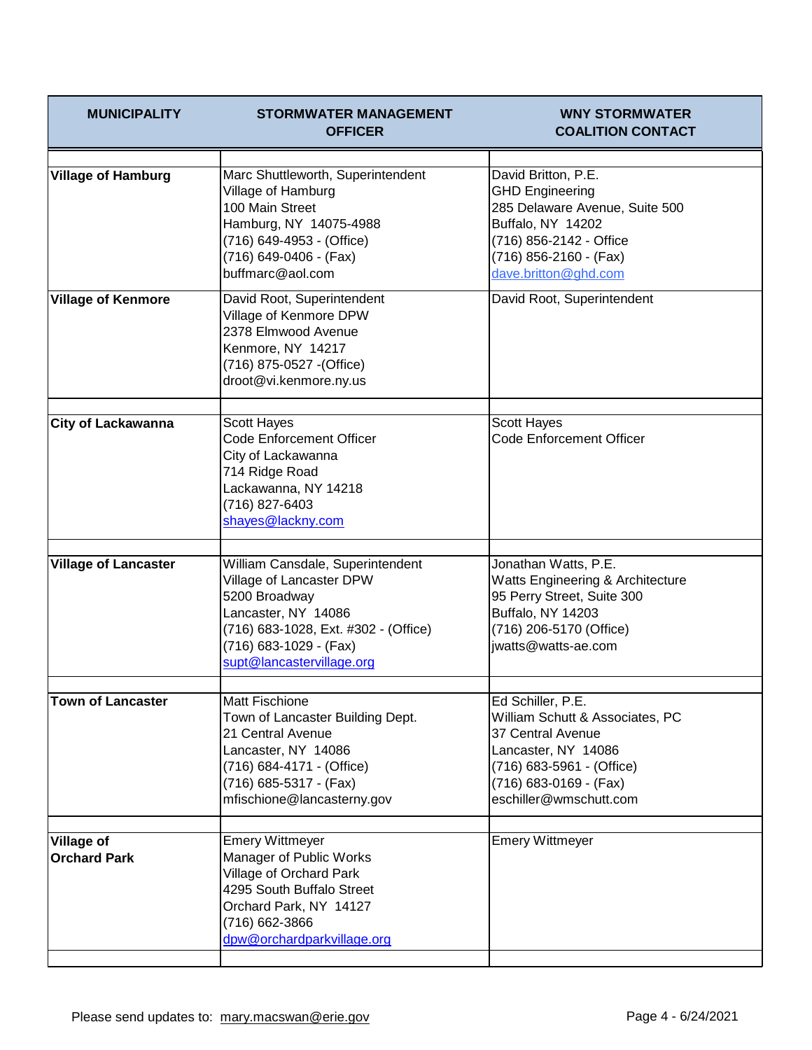| MUNICIPALITY | STORMWATER MANAGEMENT OFFICER | WNY STORMWATER COALITION CONTACT |
| --- | --- | --- |
| **Village of Hamburg** | Marc Shuttleworth, Superintendent<br>Village of Hamburg<br>100 Main Street<br>Hamburg, NY 14075-4988<br>(716) 649-4953 - (Office)<br>(716) 649-0406 - (Fax)<br>buffmarc@aol.com | David Britton, P.E.<br>GHD Engineering<br>285 Delaware Avenue, Suite 500<br>Buffalo, NY 14202<br>(716) 856-2142 - Office<br>(716) 856-2160 - (Fax)<br>dave.britton@ghd.com |
| **Village of Kenmore** | David Root, Superintendent<br>Village of Kenmore DPW<br>2378 Elmwood Avenue<br>Kenmore, NY 14217<br>(716) 875-0527 -(Office)<br>droot@vi.kenmore.ny.us | David Root, Superintendent |
| **City of Lackawanna** | Scott Hayes<br>Code Enforcement Officer<br>City of Lackawanna<br>714 Ridge Road<br>Lackawanna, NY 14218<br>(716) 827-6403<br>shayes@lackny.com | Scott Hayes<br>Code Enforcement Officer |
| **Village of Lancaster** | William Cansdale, Superintendent<br>Village of Lancaster DPW<br>5200 Broadway<br>Lancaster, NY 14086<br>(716) 683-1028, Ext. #302 - (Office)<br>(716) 683-1029 - (Fax)<br>supt@lancastervillage.org | Jonathan Watts, P.E.<br>Watts Engineering & Architecture<br>95 Perry Street, Suite 300<br>Buffalo, NY 14203<br>(716) 206-5170 (Office)<br>jwatts@watts-ae.com |
| **Town of Lancaster** | Matt Fischione<br>Town of Lancaster Building Dept.<br>21 Central Avenue<br>Lancaster, NY 14086<br>(716) 684-4171 - (Office)<br>(716) 685-5317 - (Fax)<br>mfischione@lancasterny.gov | Ed Schiller, P.E.<br>William Schutt & Associates, PC<br>37 Central Avenue<br>Lancaster, NY 14086<br>(716) 683-5961 - (Office)<br>(716) 683-0169 - (Fax)<br>eschiller@wmschutt.com |
| **Village of Orchard Park** | Emery Wittmeyer<br>Manager of Public Works<br>Village of Orchard Park<br>4295 South Buffalo Street<br>Orchard Park, NY 14127<br>(716) 662-3866<br>dpw@orchardparkvillage.org | Emery Wittmeyer |

Please send updates to: mary.macswan@erie.gov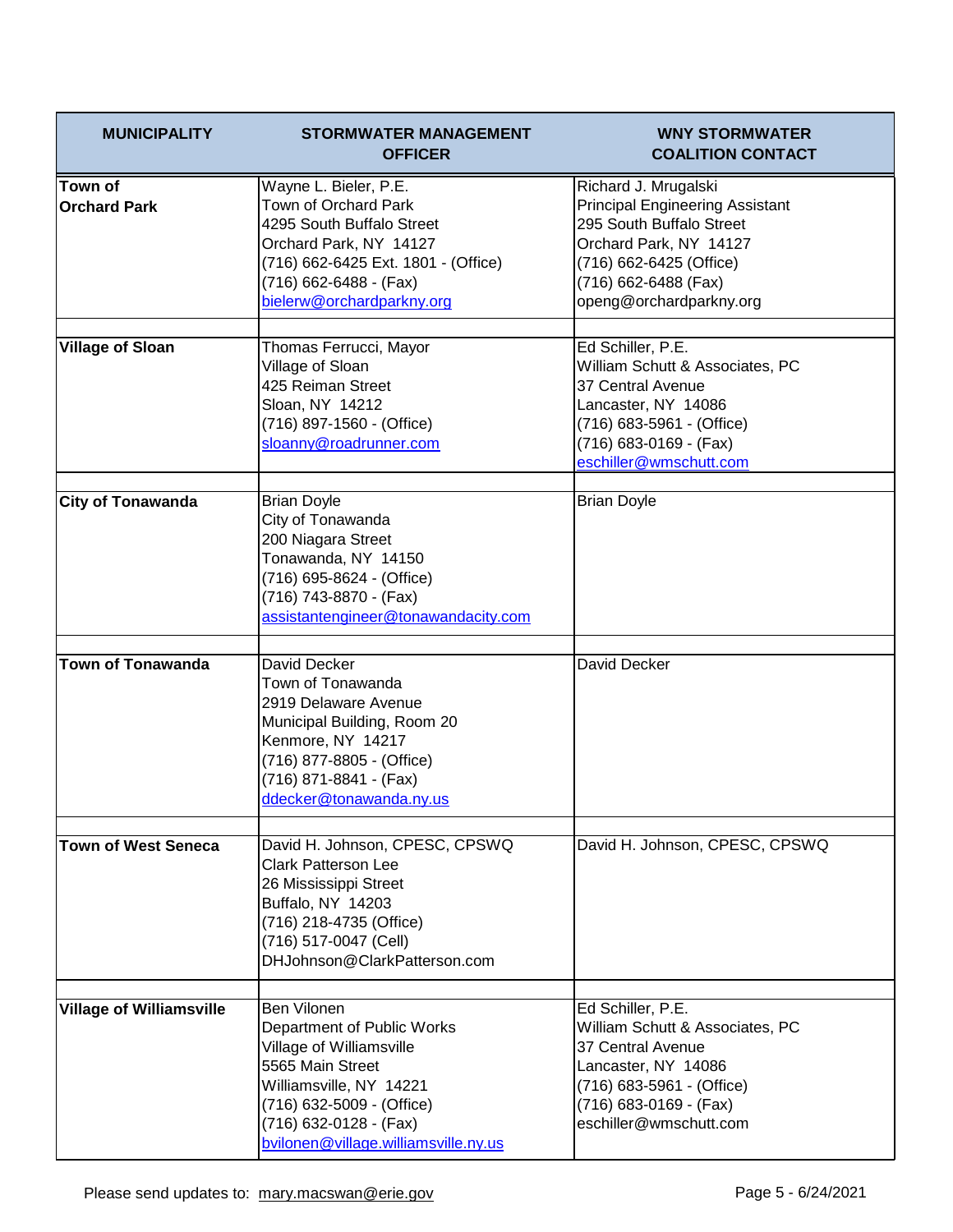| MUNICIPALITY | STORMWATER MANAGEMENT OFFICER | WNY STORMWATER COALITION CONTACT |
|---|---|---|
| **Town of Orchard Park** | Wayne L. Bieler, P.E.<br>Town of Orchard Park<br>4295 South Buffalo Street<br>Orchard Park, NY 14127<br>(716) 662-6425 Ext. 1801 - (Office)<br>(716) 662-6488 - (Fax)<br>bielerw@orchardparkny.org | Richard J. Mrugalski<br>Principal Engineering Assistant<br>295 South Buffalo Street<br>Orchard Park, NY 14127<br>(716) 662-6425 (Office)<br>(716) 662-6488 (Fax)<br>openg@orchardparkny.org |
| | | |
| **Village of Sloan** | Thomas Ferrucci, Mayor<br>Village of Sloan<br>425 Reiman Street<br>Sloan, NY 14212<br>(716) 897-1560 - (Office)<br>sloanny@roadrunner.com | Ed Schiller, P.E.<br>William Schutt & Associates, PC<br>37 Central Avenue<br>Lancaster, NY 14086<br>(716) 683-5961 - (Office)<br>(716) 683-0169 - (Fax)<br>eschiller@wmschutt.com |
| | | |
| **City of Tonawanda** | Brian Doyle<br>City of Tonawanda<br>200 Niagara Street<br>Tonawanda, NY 14150<br>(716) 695-8624 - (Office)<br>(716) 743-8870 - (Fax)<br>assistantengineer@tonawandacity.com | Brian Doyle |
| | | |
| **Town of Tonawanda** | David Decker<br>Town of Tonawanda<br>2919 Delaware Avenue<br>Municipal Building, Room 20<br>Kenmore, NY 14217<br>(716) 877-8805 - (Office)<br>(716) 871-8841 - (Fax)<br>ddecker@tonawanda.ny.us | David Decker |
| | | |
| **Town of West Seneca** | David H. Johnson, CPESC, CPSWQ<br>Clark Patterson Lee<br>26 Mississippi Street<br>Buffalo, NY 14203<br>(716) 218-4735 (Office)<br>(716) 517-0047 (Cell)<br>DHJohnson@ClarkPatterson.com | David H. Johnson, CPESC, CPSWQ |
| | | |
| **Village of Williamsville** | Ben Vilonen<br>Department of Public Works<br>Village of Williamsville<br>5565 Main Street<br>Williamsville, NY 14221<br>(716) 632-5009 - (Office)<br>(716) 632-0128 - (Fax)<br>bvilonen@village.williamsville.ny.us | Ed Schiller, P.E.<br>William Schutt & Associates, PC<br>37 Central Avenue<br>Lancaster, NY 14086<br>(716) 683-5961 - (Office)<br>(716) 683-0169 - (Fax)<br>eschiller@wmschutt.com |

Please send updates to: mary.macswan@erie.gov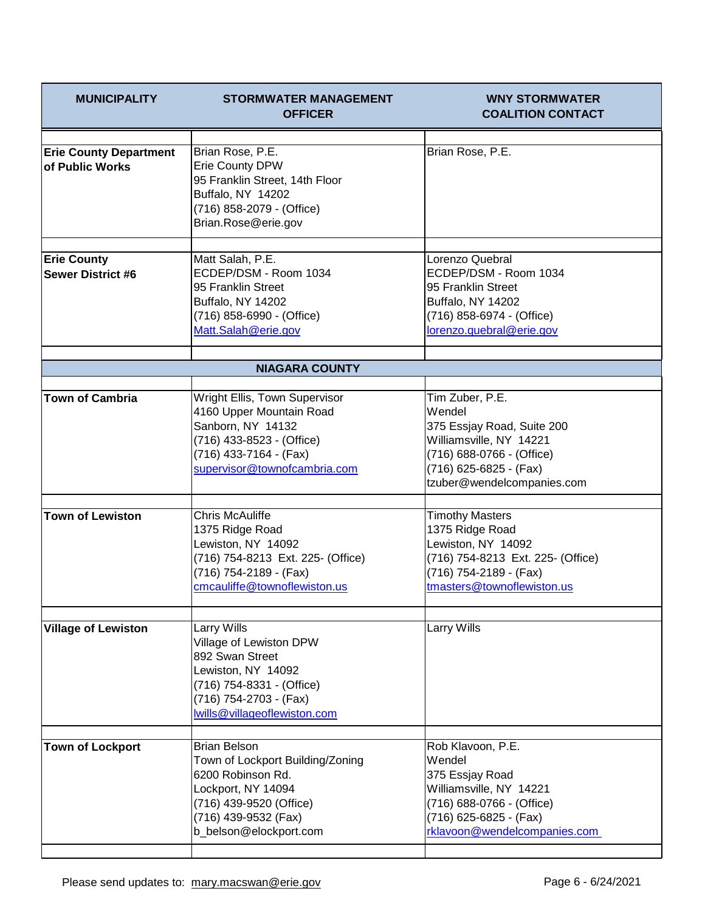| MUNICIPALITY | STORMWATER MANAGEMENT OFFICER | WNY STORMWATER COALITION CONTACT |
|---|---|---|
| **Erie County Department of Public Works** | Brian Rose, P.E.<br>Erie County DPW<br>95 Franklin Street, 14th Floor<br>Buffalo, NY 14202<br>(716) 858-2079 - (Office)<br>Brian.Rose@erie.gov | Brian Rose, P.E. |
| **Erie County Sewer District #6** | Matt Salah, P.E.<br>ECDEP/DSM - Room 1034<br>95 Franklin Street<br>Buffalo, NY 14202<br>(716) 858-6990 - (Office)<br>Matt.Salah@erie.gov | Lorenzo Quebral<br>ECDEP/DSM - Room 1034<br>95 Franklin Street<br>Buffalo, NY 14202<br>(716) 858-6974 - (Office)<br>lorenzo.quebral@erie.gov |
| | **NIAGARA COUNTY** | |
| **Town of Cambria** | Wright Ellis, Town Supervisor<br>4160 Upper Mountain Road<br>Sanborn, NY 14132<br>(716) 433-8523 - (Office)<br>(716) 433-7164 - (Fax)<br>supervisor@townofcambria.com | Tim Zuber, P.E.<br>Wendel<br>375 Essjay Road, Suite 200<br>Williamsville, NY 14221<br>(716) 688-0766 - (Office)<br>(716) 625-6825 - (Fax)<br>tzuber@wendelcompanies.com |
| **Town of Lewiston** | Chris McAuliffe<br>1375 Ridge Road<br>Lewiston, NY 14092<br>(716) 754-8213 Ext. 225- (Office)<br>(716) 754-2189 - (Fax)<br>cmcauliffe@townoflewiston.us | Timothy Masters<br>1375 Ridge Road<br>Lewiston, NY 14092<br>(716) 754-8213 Ext. 225- (Office)<br>(716) 754-2189 - (Fax)<br>tmasters@townoflewiston.us |
| **Village of Lewiston** | Larry Wills<br>Village of Lewiston DPW<br>892 Swan Street<br>Lewiston, NY 14092<br>(716) 754-8331 - (Office)<br>(716) 754-2703 - (Fax)<br>lwills@villageoflewiston.com | Larry Wills |
| **Town of Lockport** | Brian Belson<br>Town of Lockport Building/Zoning<br>6200 Robinson Rd.<br>Lockport, NY 14094<br>(716) 439-9520 (Office)<br>(716) 439-9532 (Fax)<br>b_belson@elockport.com | Rob Klavoon, P.E.<br>Wendel<br>375 Essjay Road<br>Williamsville, NY 14221<br>(716) 688-0766 - (Office)<br>(716) 625-6825 - (Fax)<br>rklavoon@wendelcompanies.com |

Please send updates to: mary.macswan@erie.gov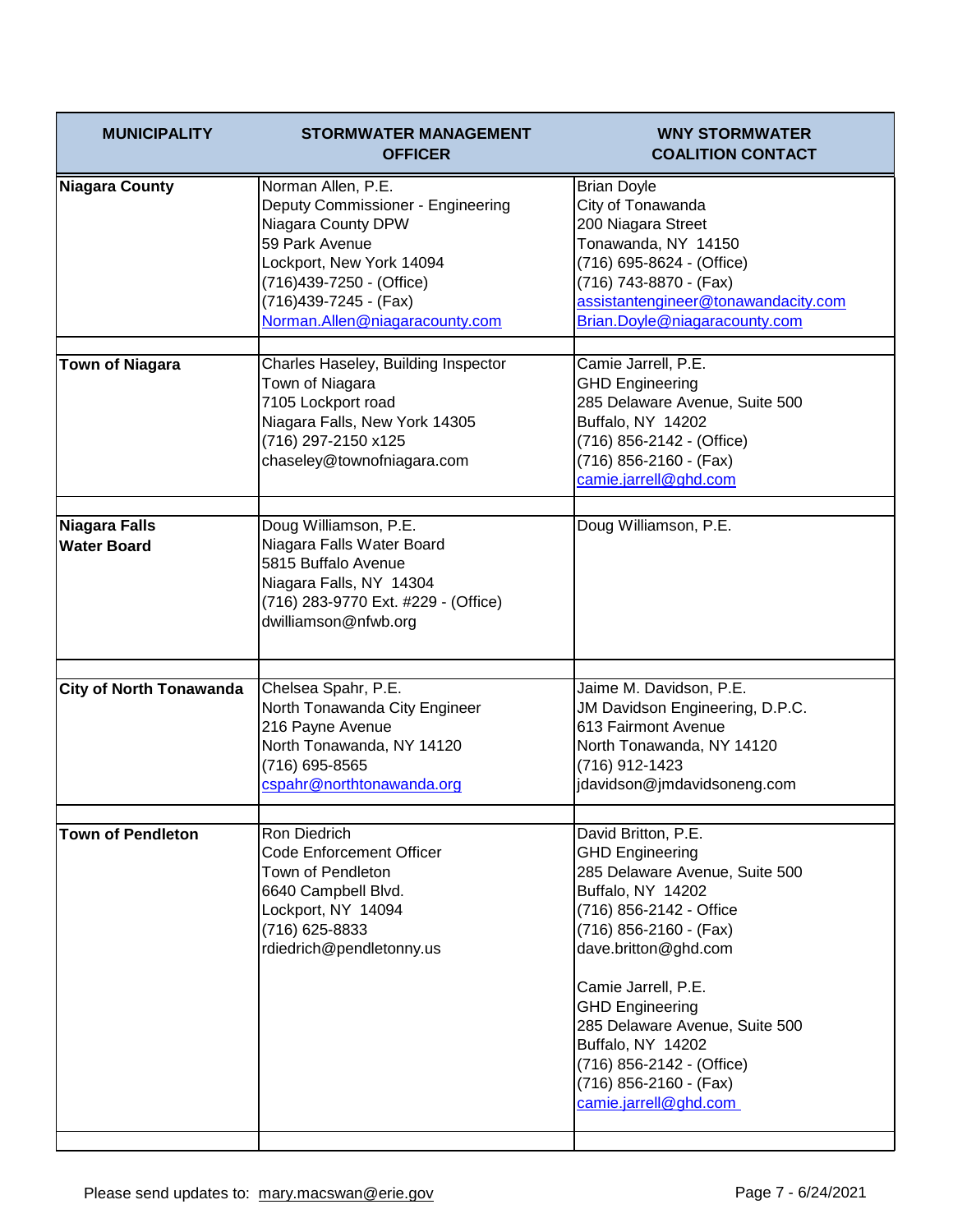| MUNICIPALITY | STORMWATER MANAGEMENT OFFICER | WNY STORMWATER COALITION CONTACT |
|---|---|---|
| **Niagara County** | Norman Allen, P.E.<br>Deputy Commissioner - Engineering<br>Niagara County DPW<br>59 Park Avenue<br>Lockport, New York 14094<br>(716)439-7250 - (Office)<br>(716)439-7245 - (Fax)<br>Norman.Allen@niagaracounty.com | Brian Doyle<br>City of Tonawanda<br>200 Niagara Street<br>Tonawanda, NY 14150<br>(716) 695-8624 - (Office)<br>(716) 743-8870 - (Fax)<br>assistantengineer@tonawandacity.com<br>Brian.Doyle@niagaracounty.com |
| **Town of Niagara** | Charles Haseley, Building Inspector<br>Town of Niagara<br>7105 Lockport road<br>Niagara Falls, New York 14305<br>(716) 297-2150 x125<br>chaseley@townofniagara.com | Camie Jarrell, P.E.<br>GHD Engineering<br>285 Delaware Avenue, Suite 500<br>Buffalo, NY 14202<br>(716) 856-2142 - (Office)<br>(716) 856-2160 - (Fax)<br>camie.jarrell@ghd.com |
| **Niagara Falls Water Board** | Doug Williamson, P.E.<br>Niagara Falls Water Board<br>5815 Buffalo Avenue<br>Niagara Falls, NY 14304<br>(716) 283-9770 Ext. #229 - (Office)<br>dwilliamson@nfwb.org | Doug Williamson, P.E. |
| **City of North Tonawanda** | Chelsea Spahr, P.E.<br>North Tonawanda City Engineer<br>216 Payne Avenue<br>North Tonawanda, NY 14120<br>(716) 695-8565<br>cspahr@northtonawanda.org | Jaime M. Davidson, P.E.<br>JM Davidson Engineering, D.P.C.<br>613 Fairmont Avenue<br>North Tonawanda, NY 14120<br>(716) 912-1423<br>jdavidson@jmdavidsoneng.com |
| **Town of Pendleton** | Ron Diedrich<br>Code Enforcement Officer<br>Town of Pendleton<br>6640 Campbell Blvd.<br>Lockport, NY 14094<br>(716) 625-8833<br>rdiedrich@pendletonny.us | David Britton, P.E.<br>GHD Engineering<br>285 Delaware Avenue, Suite 500<br>Buffalo, NY 14202<br>(716) 856-2142 - Office<br>(716) 856-2160 - (Fax)<br>dave.britton@ghd.com<br><br>Camie Jarrell, P.E.<br>GHD Engineering<br>285 Delaware Avenue, Suite 500<br>Buffalo, NY 14202<br>(716) 856-2142 - (Office)<br>(716) 856-2160 - (Fax)<br>camie.jarrell@ghd.com |

Please send updates to: mary.macswan@erie.gov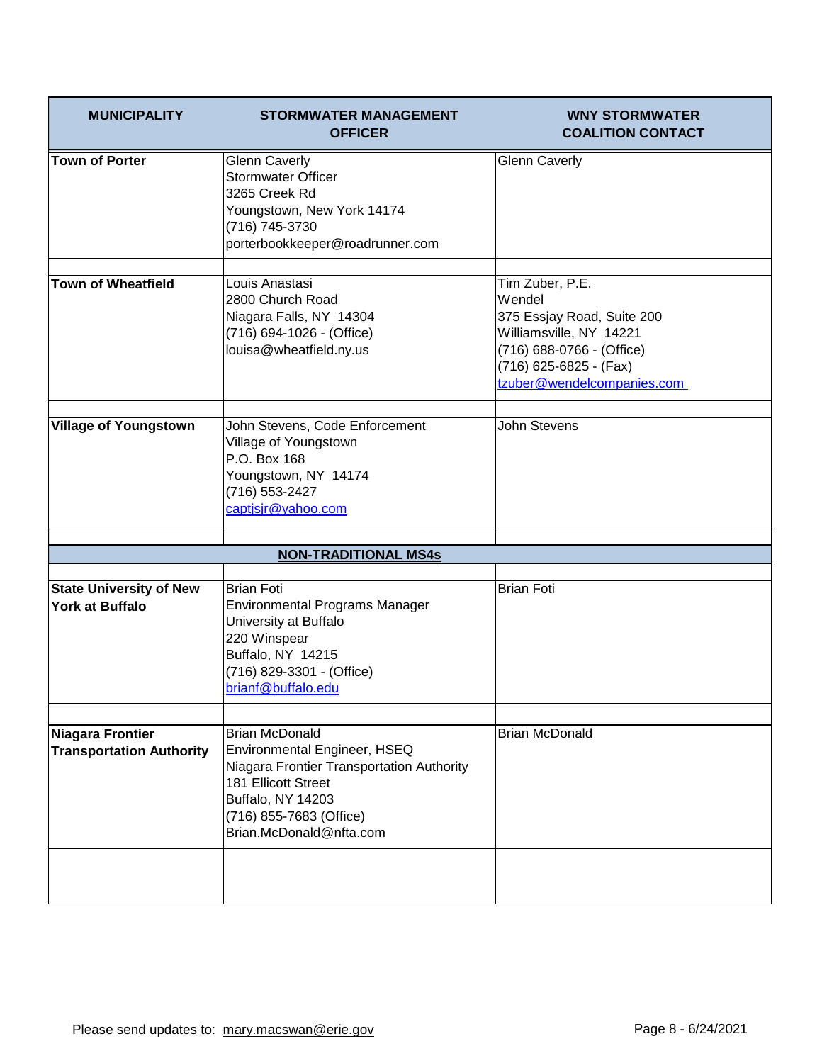| MUNICIPALITY | STORMWATER MANAGEMENT OFFICER | WNY STORMWATER COALITION CONTACT |
| --- | --- | --- |
| **Town of Porter** | Glenn Caverly<br>Stormwater Officer<br>3265 Creek Rd<br>Youngstown, New York 14174<br>(716) 745-3730<br>porterbookkeeper@roadrunner.com | Glenn Caverly |
| **Town of Wheatfield** | Louis Anastasi<br>2800 Church Road<br>Niagara Falls, NY 14304<br>(716) 694-1026 - (Office)<br>louisa@wheatfield.ny.us | Tim Zuber, P.E.<br>Wendel<br>375 Essjay Road, Suite 200<br>Williamsville, NY 14221<br>(716) 688-0766 - (Office)<br>(716) 625-6825 - (Fax)<br>tzuber@wendelcompanies.com |
| **Village of Youngstown** | John Stevens, Code Enforcement<br>Village of Youngstown<br>P.O. Box 168<br>Youngstown, NY 14174<br>(716) 553-2427<br>captjsjr@yahoo.com | John Stevens |
| **NON-TRADITIONAL MS4s** | | |
| **State University of New York at Buffalo** | Brian Foti<br>Environmental Programs Manager<br>University at Buffalo<br>220 Winspear<br>Buffalo, NY 14215<br>(716) 829-3301 - (Office)<br>brianf@buffalo.edu | Brian Foti |
| **Niagara Frontier Transportation Authority** | Brian McDonald<br>Environmental Engineer, HSEQ<br>Niagara Frontier Transportation Authority<br>181 Ellicott Street<br>Buffalo, NY 14203<br>(716) 855-7683 (Office)<br>Brian.McDonald@nfta.com | Brian McDonald |

Please send updates to: mary.macswan@erie.gov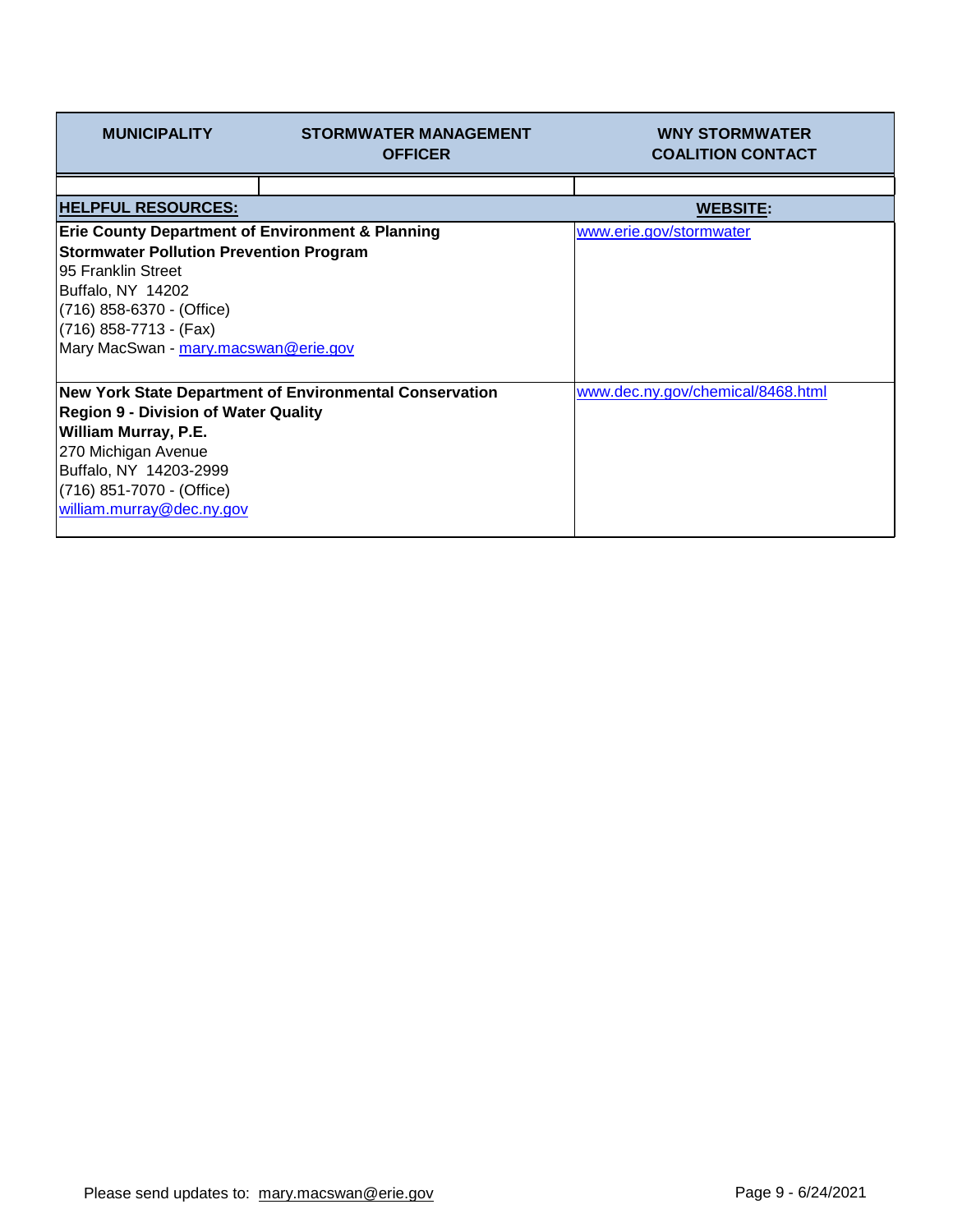| MUNICIPALITY | STORMWATER MANAGEMENT OFFICER | WNY STORMWATER COALITION CONTACT |
|---|---|---|
| | | |

| **HELPFUL RESOURCES:** | **WEBSITE:** |
|---|---|
| **Erie County Department of Environment & Planning**<br>**Stormwater Pollution Prevention Program**<br>95 Franklin Street<br>Buffalo, NY 14202<br>(716) 858-6370 - (Office)<br>(716) 858-7713 - (Fax)<br>Mary MacSwan - mary.macswan@erie.gov | www.erie.gov/stormwater |
| **New York State Department of Environmental Conservation**<br>**Region 9 - Division of Water Quality**<br>**William Murray, P.E.**<br>270 Michigan Avenue<br>Buffalo, NY 14203-2999<br>(716) 851-7070 - (Office)<br>william.murray@dec.ny.gov | www.dec.ny.gov/chemical/8468.html |

Please send updates to: mary.macswan@erie.gov